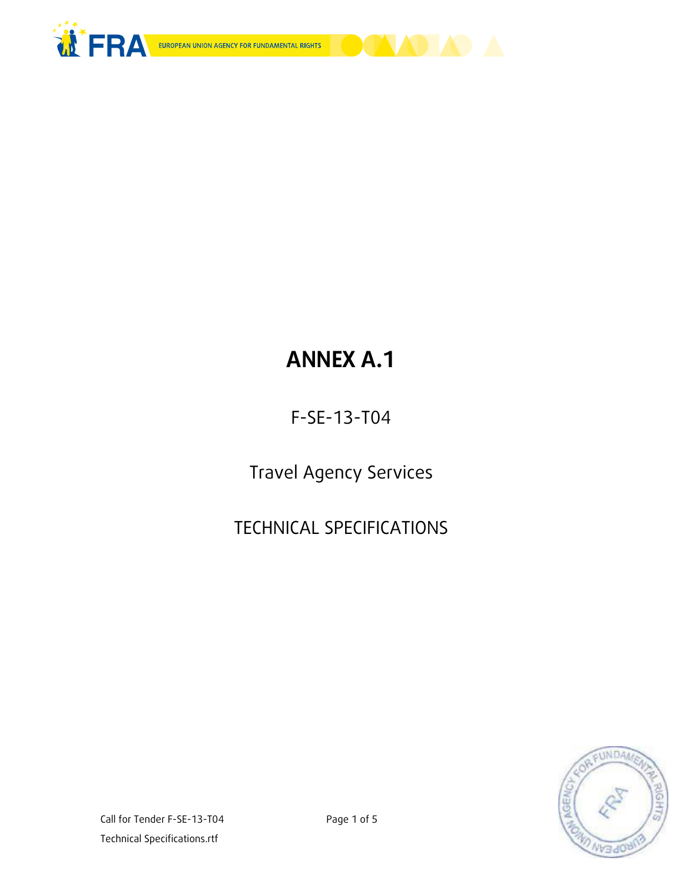# ANNEX A.1

F-SE-13-T04

Travel Agency Services

TECHNICAL SPECIFICATIONS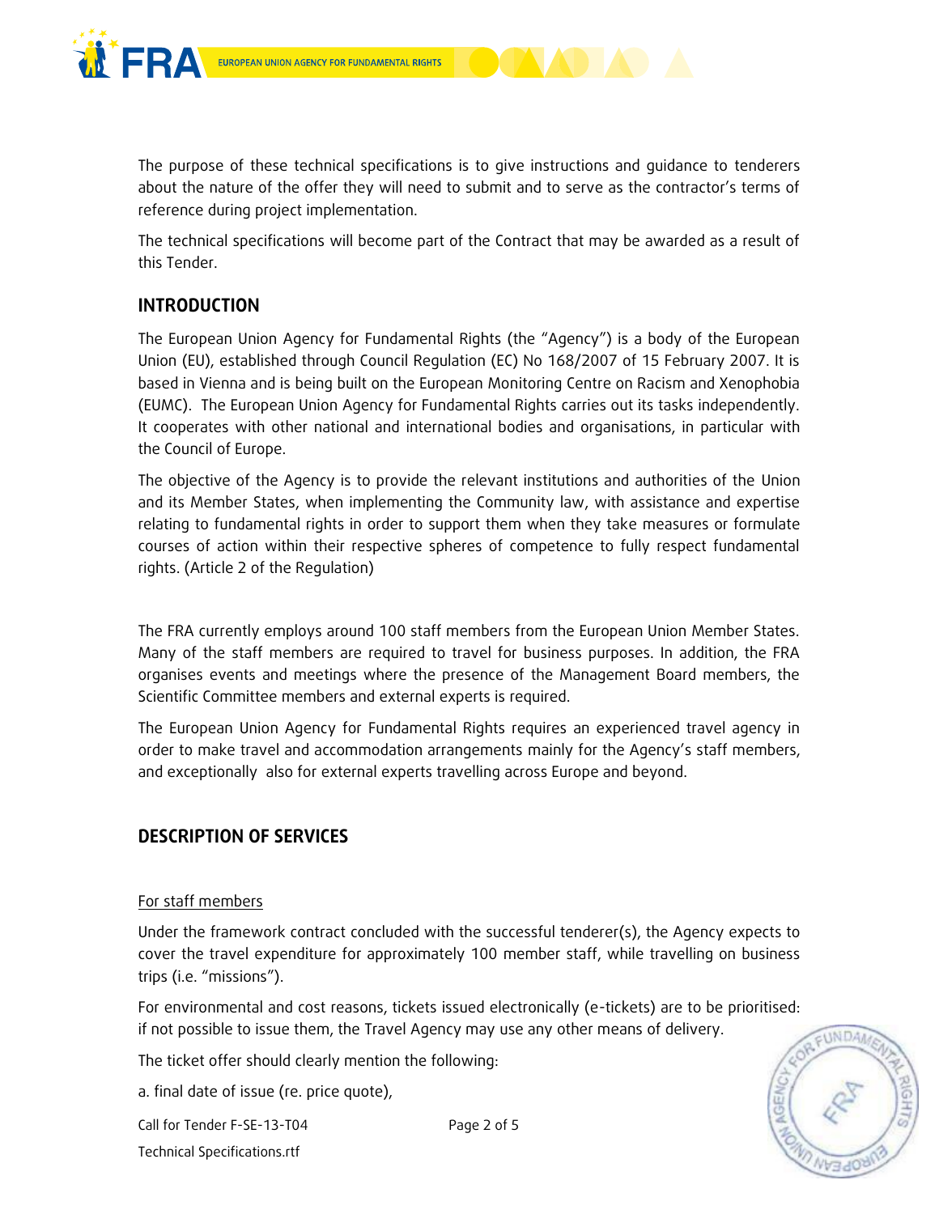The purpose of these technical specifications is to give instructions and guidance to tenderers about the nature of the offer they will need to submit and to serve as the contractor's terms of reference during project implementation.

The technical specifications will become part of the Contract that may be awarded as a result of this Tender.

## INTRODUCTION

The European Union Agency for Fundamental Rights (the "Agency") is a body of the European Union (EU), established through Council Regulation (EC) No 168/2007 of 15 February 2007. It is based in Vienna and is being built on the European Monitoring Centre on Racism and Xenophobia (EUMC). The European Union Agency for Fundamental Rights carries out its tasks independently. It cooperates with other national and international bodies and organisations, in particular with the Council of Europe.

The objective of the Agency is to provide the relevant institutions and authorities of the Union and its Member States, when implementing the Community law, with assistance and expertise relating to fundamental rights in order to support them when they take measures or formulate courses of action within their respective spheres of competence to fully respect fundamental rights. (Article 2 of the Regulation)

The FRA currently employs around 100 staff members from the European Union Member States. Many of the staff members are required to travel for business purposes. In addition, the FRA organises events and meetings where the presence of the Management Board members, the Scientific Committee members and external experts is required.

The European Union Agency for Fundamental Rights requires an experienced travel agency in order to make travel and accommodation arrangements mainly for the Agency's staff members, and exceptionally also for external experts travelling across Europe and beyond.

## DESCRIPTION OF SERVICES

<u>For staff members</u>

Under the framework contract concluded with the successful tenderer(s), the Agency expects to cover the travel expenditure for approximately 100 member staff, while travelling on business trips (i.e. "missions").

For environmental and cost reasons, tickets issued electronically (e-tickets) are to be prioritised: if not possible to issue them, the Travel Agency may use any other means of delivery.

The ticket offer should clearly mention the following:

a. final date of issue (re. price quote),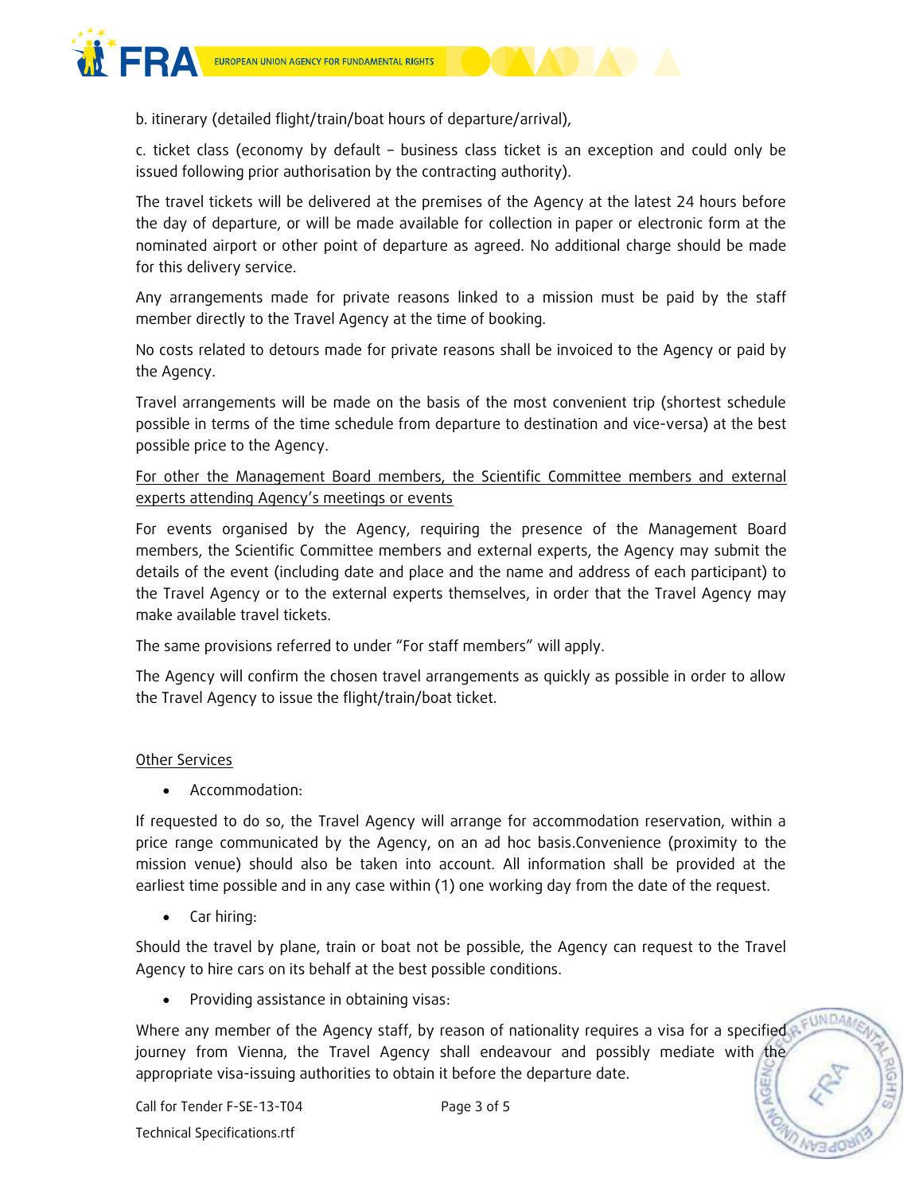b. itinerary (detailed flight/train/boat hours of departure/arrival),

c. ticket class (economy by default – business class ticket is an exception and could only be issued following prior authorisation by the contracting authority).

The travel tickets will be delivered at the premises of the Agency at the latest 24 hours before the day of departure, or will be made available for collection in paper or electronic form at the nominated airport or other point of departure as agreed. No additional charge should be made for this delivery service.

Any arrangements made for private reasons linked to a mission must be paid by the staff member directly to the Travel Agency at the time of booking.

No costs related to detours made for private reasons shall be invoiced to the Agency or paid by the Agency.

Travel arrangements will be made on the basis of the most convenient trip (shortest schedule possible in terms of the time schedule from departure to destination and vice-versa) at the best possible price to the Agency.

<u>For other the Management Board members, the Scientific Committee members and external experts attending Agency's meetings or events</u>

For events organised by the Agency, requiring the presence of the Management Board members, the Scientific Committee members and external experts, the Agency may submit the details of the event (including date and place and the name and address of each participant) to the Travel Agency or to the external experts themselves, in order that the Travel Agency may make available travel tickets.

The same provisions referred to under "For staff members" will apply.

The Agency will confirm the chosen travel arrangements as quickly as possible in order to allow the Travel Agency to issue the flight/train/boat ticket.

<u>Other Services</u>

- Accommodation:

If requested to do so, the Travel Agency will arrange for accommodation reservation, within a price range communicated by the Agency, on an ad hoc basis.Convenience (proximity to the mission venue) should also be taken into account. All information shall be provided at the earliest time possible and in any case within (1) one working day from the date of the request.

- Car hiring:

Should the travel by plane, train or boat not be possible, the Agency can request to the Travel Agency to hire cars on its behalf at the best possible conditions.

- Providing assistance in obtaining visas:

Where any member of the Agency staff, by reason of nationality requires a visa for a specified journey from Vienna, the Travel Agency shall endeavour and possibly mediate with the appropriate visa-issuing authorities to obtain it before the departure date.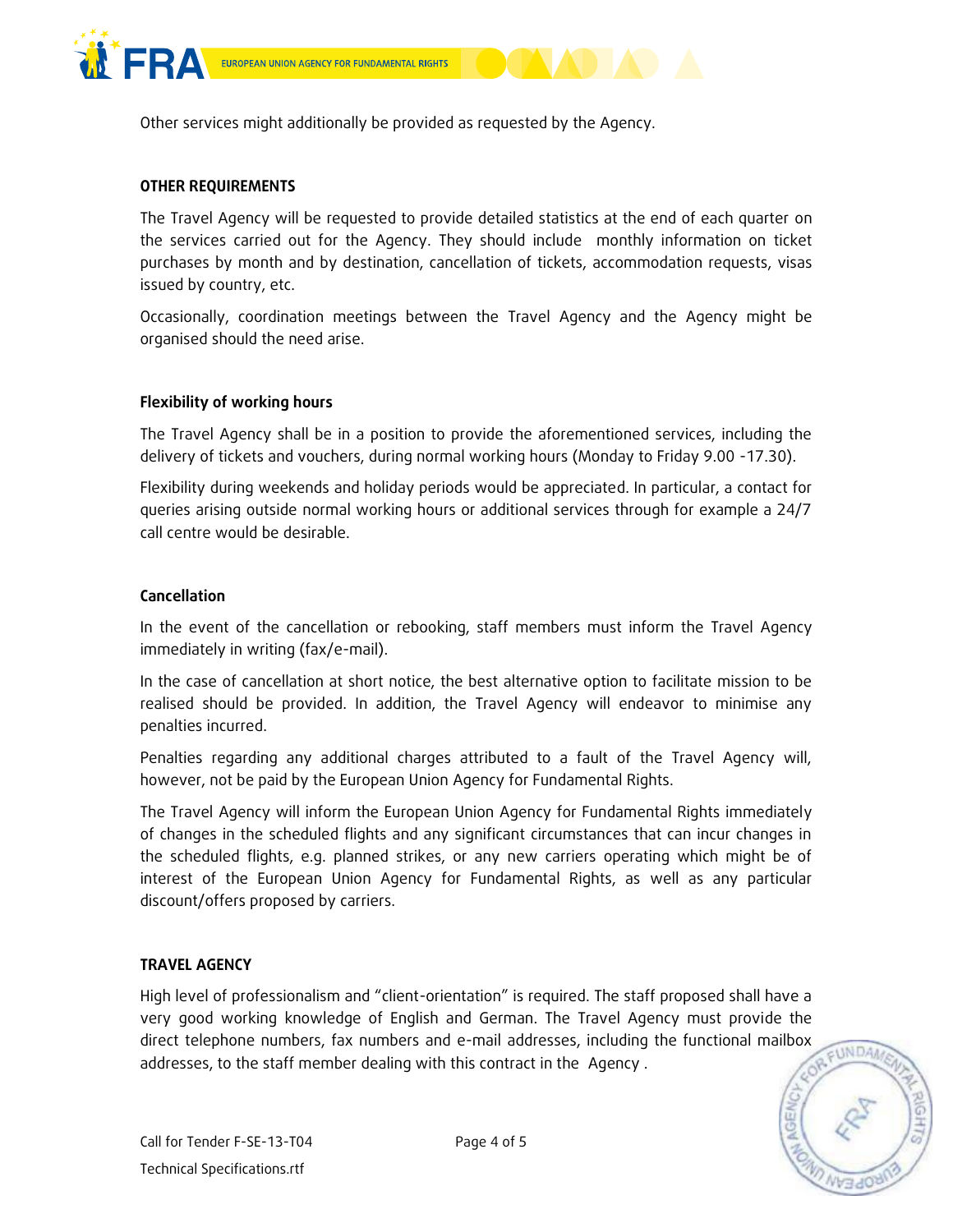Other services might additionally be provided as requested by the Agency.

**OTHER REQUIREMENTS**

The Travel Agency will be requested to provide detailed statistics at the end of each quarter on the services carried out for the Agency. They should include monthly information on ticket purchases by month and by destination, cancellation of tickets, accommodation requests, visas issued by country, etc.

Occasionally, coordination meetings between the Travel Agency and the Agency might be organised should the need arise.

**Flexibility of working hours**

The Travel Agency shall be in a position to provide the aforementioned services, including the delivery of tickets and vouchers, during normal working hours (Monday to Friday 9.00 -17.30).

Flexibility during weekends and holiday periods would be appreciated. In particular, a contact for queries arising outside normal working hours or additional services through for example a 24/7 call centre would be desirable.

**Cancellation**

In the event of the cancellation or rebooking, staff members must inform the Travel Agency immediately in writing (fax/e-mail).

In the case of cancellation at short notice, the best alternative option to facilitate mission to be realised should be provided. In addition, the Travel Agency will endeavor to minimise any penalties incurred.

Penalties regarding any additional charges attributed to a fault of the Travel Agency will, however, not be paid by the European Union Agency for Fundamental Rights.

The Travel Agency will inform the European Union Agency for Fundamental Rights immediately of changes in the scheduled flights and any significant circumstances that can incur changes in the scheduled flights, e.g. planned strikes, or any new carriers operating which might be of interest of the European Union Agency for Fundamental Rights, as well as any particular discount/offers proposed by carriers.

**TRAVEL AGENCY**

High level of professionalism and "client-orientation" is required. The staff proposed shall have a very good working knowledge of English and German. The Travel Agency must provide the direct telephone numbers, fax numbers and e-mail addresses, including the functional mailbox addresses, to the staff member dealing with this contract in the Agency .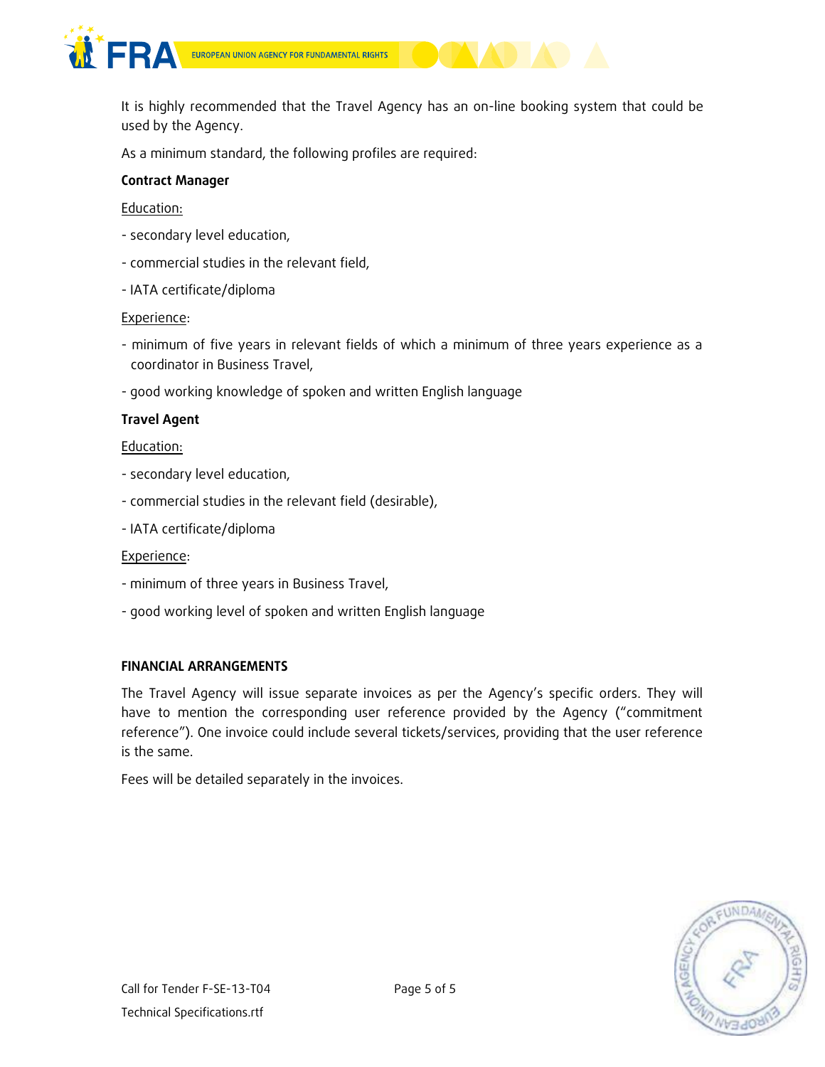It is highly recommended that the Travel Agency has an on-line booking system that could be used by the Agency.

As a minimum standard, the following profiles are required:

**Contract Manager**

Education:

- secondary level education,
- commercial studies in the relevant field,
- IATA certificate/diploma

Experience:

- minimum of five years in relevant fields of which a minimum of three years experience as a coordinator in Business Travel,
- good working knowledge of spoken and written English language

**Travel Agent**

Education:

- secondary level education,
- commercial studies in the relevant field (desirable),
- IATA certificate/diploma

Experience:

- minimum of three years in Business Travel,
- good working level of spoken and written English language

**FINANCIAL ARRANGEMENTS**

The Travel Agency will issue separate invoices as per the Agency's specific orders. They will have to mention the corresponding user reference provided by the Agency ("commitment reference"). One invoice could include several tickets/services, providing that the user reference is the same.

Fees will be detailed separately in the invoices.